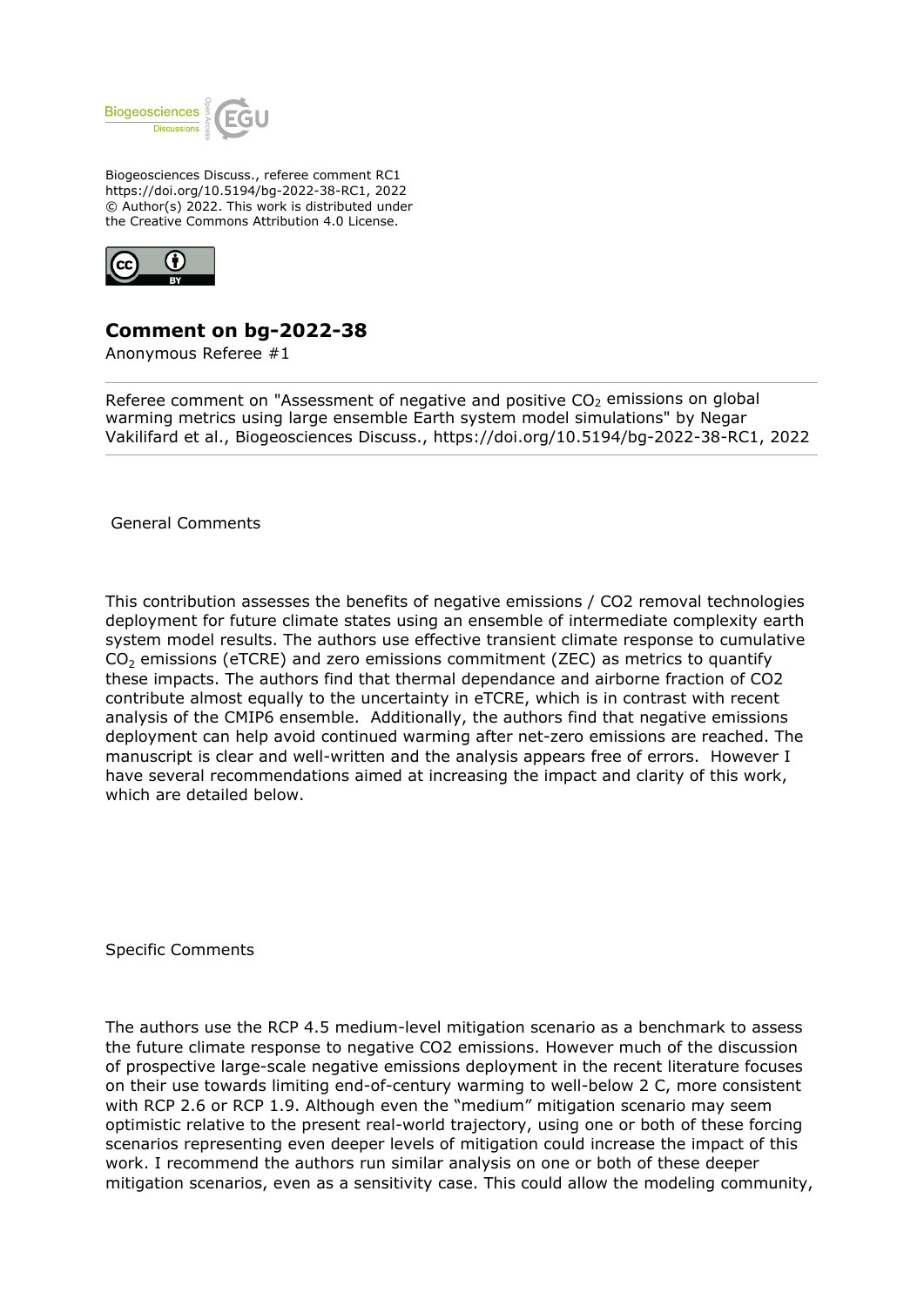Biogeosciences Discuss., referee comment RC1
https://doi.org/10.5194/bg-2022-38-RC1, 2022
© Author(s) 2022. This work is distributed under
the Creative Commons Attribution 4.0 License.

# Comment on bg-2022-38

Anonymous Referee #1

Referee comment on "Assessment of negative and positive $CO_2$ emissions on global warming metrics using large ensemble Earth system model simulations" by Negar Vakilifard et al., Biogeosciences Discuss., https://doi.org/10.5194/bg-2022-38-RC1, 2022

General Comments

This contribution assesses the benefits of negative emissions / CO2 removal technologies deployment for future climate states using an ensemble of intermediate complexity earth system model results. The authors use effective transient climate response to cumulative $CO_2$ emissions (eTCRE) and zero emissions commitment (ZEC) as metrics to quantify these impacts. The authors find that thermal dependance and airborne fraction of CO2 contribute almost equally to the uncertainty in eTCRE, which is in contrast with recent analysis of the CMIP6 ensemble. Additionally, the authors find that negative emissions deployment can help avoid continued warming after net-zero emissions are reached. The manuscript is clear and well-written and the analysis appears free of errors. However I have several recommendations aimed at increasing the impact and clarity of this work, which are detailed below.

Specific Comments

The authors use the RCP 4.5 medium-level mitigation scenario as a benchmark to assess the future climate response to negative CO2 emissions. However much of the discussion of prospective large-scale negative emissions deployment in the recent literature focuses on their use towards limiting end-of-century warming to well-below 2 C, more consistent with RCP 2.6 or RCP 1.9. Although even the "medium" mitigation scenario may seem optimistic relative to the present real-world trajectory, using one or both of these forcing scenarios representing even deeper levels of mitigation could increase the impact of this work. I recommend the authors run similar analysis on one or both of these deeper mitigation scenarios, even as a sensitivity case. This could allow the modeling community,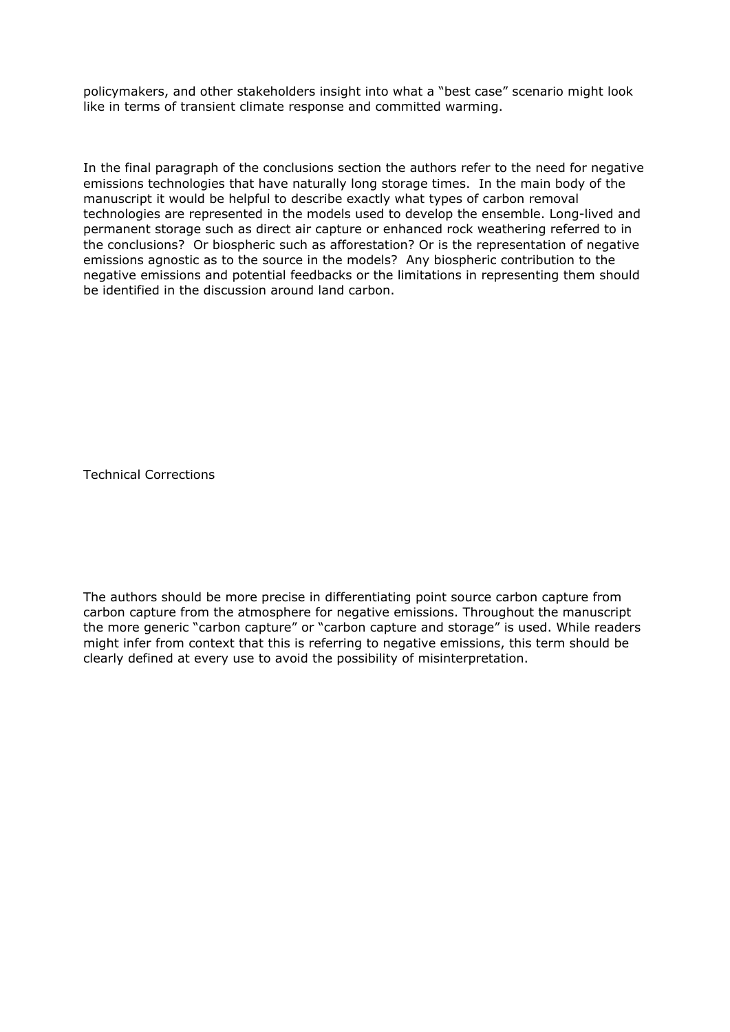policymakers, and other stakeholders insight into what a "best case" scenario might look like in terms of transient climate response and committed warming.

In the final paragraph of the conclusions section the authors refer to the need for negative emissions technologies that have naturally long storage times. In the main body of the manuscript it would be helpful to describe exactly what types of carbon removal technologies are represented in the models used to develop the ensemble. Long-lived and permanent storage such as direct air capture or enhanced rock weathering referred to in the conclusions? Or biospheric such as afforestation? Or is the representation of negative emissions agnostic as to the source in the models? Any biospheric contribution to the negative emissions and potential feedbacks or the limitations in representing them should be identified in the discussion around land carbon.

Technical Corrections

The authors should be more precise in differentiating point source carbon capture from carbon capture from the atmosphere for negative emissions. Throughout the manuscript the more generic "carbon capture" or "carbon capture and storage" is used. While readers might infer from context that this is referring to negative emissions, this term should be clearly defined at every use to avoid the possibility of misinterpretation.